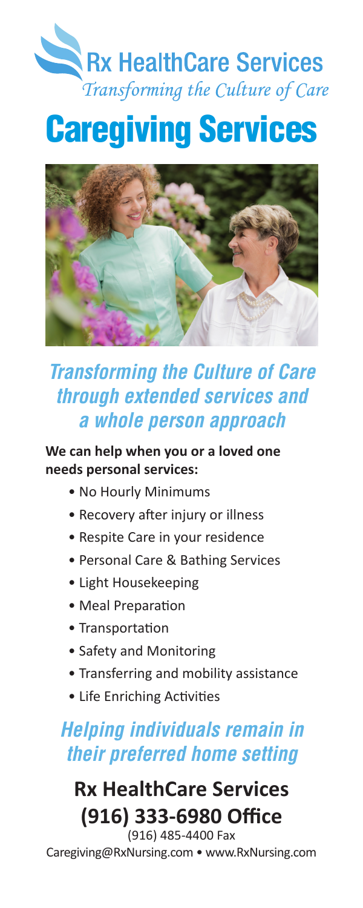Rx HealthCare Services

*Transforming the Culture of Care*

# Caregiving Services

## *Transforming the Culture of Care through extended services and a whole person approach*

**We can help when you or a loved one needs personal services:**

- No Hourly Minimums
- Recovery after injury or illness
- Respite Care in your residence
- Personal Care & Bathing Services
- Light Housekeeping
- Meal Preparation
- Transportation
- Safety and Monitoring
- Transferring and mobility assistance
- Life Enriching Activities

## *Helping individuals remain in their preferred home setting*

**Rx HealthCare Services**

**(916) 333-6980 Office**

(916) 485-4400 Fax

Caregiving@RxNursing.com • www.RxNursing.com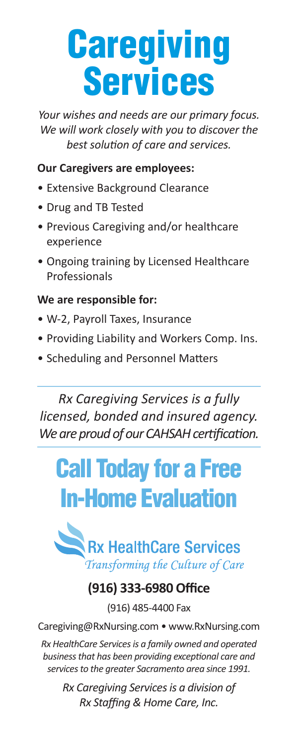# Caregiving Services

*Your wishes and needs are our primary focus. We will work closely with you to discover the best solution of care and services.*

**Our Caregivers are employees:**

- Extensive Background Clearance
- Drug and TB Tested
- Previous Caregiving and/or healthcare experience
- Ongoing training by Licensed Healthcare Professionals

**We are responsible for:**

- W-2, Payroll Taxes, Insurance
- Providing Liability and Workers Comp. Ins.
- Scheduling and Personnel Matters

---

*Rx Caregiving Services is a fully licensed, bonded and insured agency. We are proud of our CAHSAH certification.*

---

## Call Today for a Free In-Home Evaluation

Rx HealthCare Services
*Transforming the Culture of Care*

**(916) 333-6980 Office**

(916) 485-4400 Fax

Caregiving@RxNursing.com • www.RxNursing.com

*Rx HealthCare Services is a family owned and operated business that has been providing exceptional care and services to the greater Sacramento area since 1991.*

*Rx Caregiving Services is a division of Rx Staffing & Home Care, Inc.*